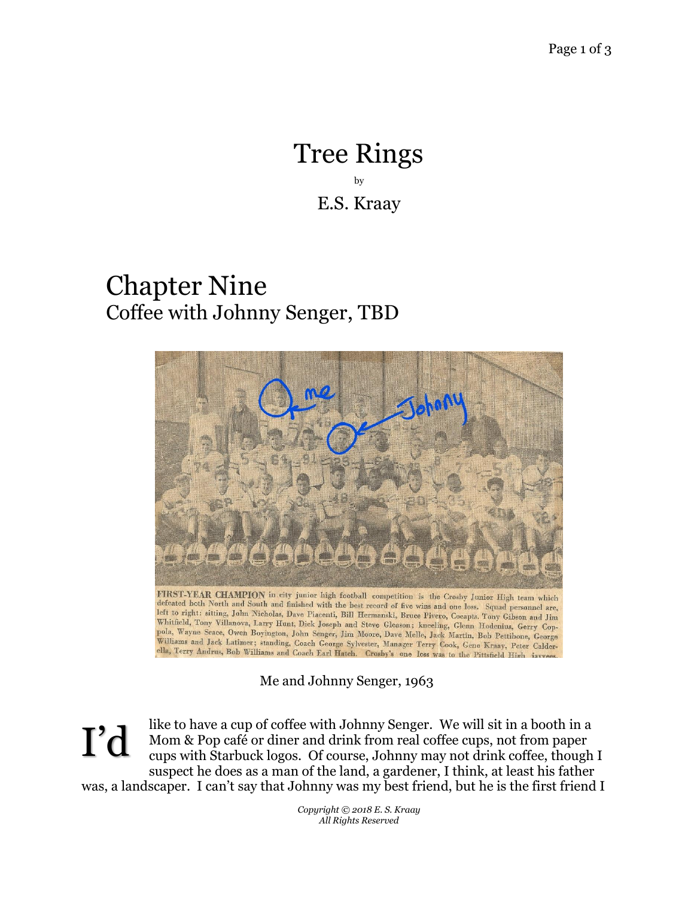# Tree Rings

by

E.S. Kraay

## Chapter Nine
### Coffee with Johnny Senger, TBD

FIRST-YEAR CHAMPION in city junior high football competition is the Crosby Junior High team which defeated both North and South and finished with the best record of five wins and one loss. Squad personnel are, left to right: sitting, John Nicholas, Dave Piacenti, Bill Hermanski, Bruce Pivero, Cocapts. Tony Gibson and Jim Whitfield, Tony Villanova, Larry Hunt, Dick Joseph and Steve Gleason; kneeling, Glenn Hodenius, Gerry Coppola, Wayne Seace, Owen Boyington, John Senger, Jim Moore, Dave Melle, Jack Martin, Bob Pettibone, George Williams and Jack Latimer; standing, Coach George Sylvester, Manager Terry Cook, Gene Kraay, Peter Calderella, Terry Andrus, Bob Williams and Coach Earl Hatch. Crosby's one loss was to the Pittsfield High jayvees.

Me and Johnny Senger, 1963

I'd like to have a cup of coffee with Johnny Senger. We will sit in a booth in a Mom & Pop café or diner and drink from real coffee cups, not from paper cups with Starbuck logos. Of course, Johnny may not drink coffee, though I suspect he does as a man of the land, a gardener, I think, at least his father was, a landscaper. I can't say that Johnny was my best friend, but he is the first friend I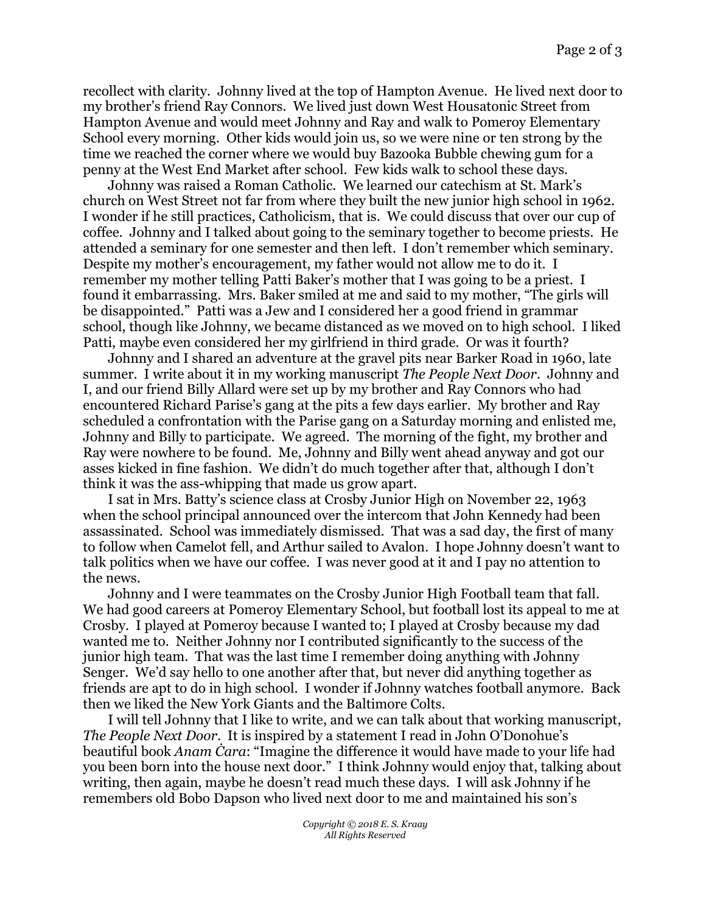recollect with clarity. Johnny lived at the top of Hampton Avenue. He lived next door to my brother's friend Ray Connors. We lived just down West Housatonic Street from Hampton Avenue and would meet Johnny and Ray and walk to Pomeroy Elementary School every morning. Other kids would join us, so we were nine or ten strong by the time we reached the corner where we would buy Bazooka Bubble chewing gum for a penny at the West End Market after school. Few kids walk to school these days.

Johnny was raised a Roman Catholic. We learned our catechism at St. Mark's church on West Street not far from where they built the new junior high school in 1962. I wonder if he still practices, Catholicism, that is. We could discuss that over our cup of coffee. Johnny and I talked about going to the seminary together to become priests. He attended a seminary for one semester and then left. I don't remember which seminary. Despite my mother's encouragement, my father would not allow me to do it. I remember my mother telling Patti Baker's mother that I was going to be a priest. I found it embarrassing. Mrs. Baker smiled at me and said to my mother, "The girls will be disappointed." Patti was a Jew and I considered her a good friend in grammar school, though like Johnny, we became distanced as we moved on to high school. I liked Patti, maybe even considered her my girlfriend in third grade. Or was it fourth?

Johnny and I shared an adventure at the gravel pits near Barker Road in 1960, late summer. I write about it in my working manuscript *The People Next Door*. Johnny and I, and our friend Billy Allard were set up by my brother and Ray Connors who had encountered Richard Parise's gang at the pits a few days earlier. My brother and Ray scheduled a confrontation with the Parise gang on a Saturday morning and enlisted me, Johnny and Billy to participate. We agreed. The morning of the fight, my brother and Ray were nowhere to be found. Me, Johnny and Billy went ahead anyway and got our asses kicked in fine fashion. We didn't do much together after that, although I don't think it was the ass-whipping that made us grow apart.

I sat in Mrs. Batty's science class at Crosby Junior High on November 22, 1963 when the school principal announced over the intercom that John Kennedy had been assassinated. School was immediately dismissed. That was a sad day, the first of many to follow when Camelot fell, and Arthur sailed to Avalon. I hope Johnny doesn't want to talk politics when we have our coffee. I was never good at it and I pay no attention to the news.

Johnny and I were teammates on the Crosby Junior High Football team that fall. We had good careers at Pomeroy Elementary School, but football lost its appeal to me at Crosby. I played at Pomeroy because I wanted to; I played at Crosby because my dad wanted me to. Neither Johnny nor I contributed significantly to the success of the junior high team. That was the last time I remember doing anything with Johnny Senger. We'd say hello to one another after that, but never did anything together as friends are apt to do in high school. I wonder if Johnny watches football anymore. Back then we liked the New York Giants and the Baltimore Colts.

I will tell Johnny that I like to write, and we can talk about that working manuscript, *The People Next Door*. It is inspired by a statement I read in John O'Donohue's beautiful book *Anam Ċara*: "Imagine the difference it would have made to your life had you been born into the house next door." I think Johnny would enjoy that, talking about writing, then again, maybe he doesn't read much these days. I will ask Johnny if he remembers old Bobo Dapson who lived next door to me and maintained his son's

*Copyright © 2018 E. S. Kraay*
*All Rights Reserved*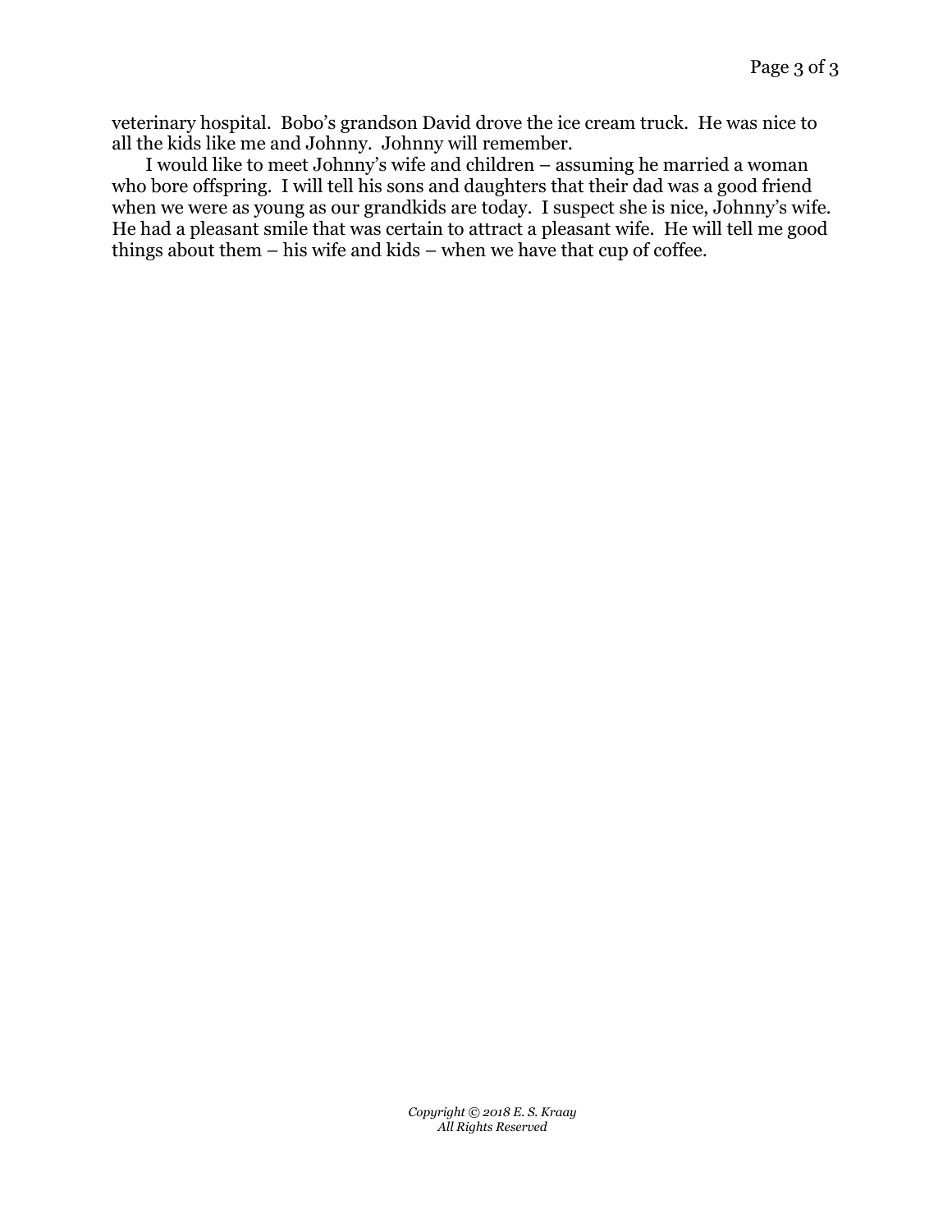veterinary hospital. Bobo's grandson David drove the ice cream truck. He was nice to all the kids like me and Johnny. Johnny will remember.

I would like to meet Johnny's wife and children – assuming he married a woman who bore offspring. I will tell his sons and daughters that their dad was a good friend when we were as young as our grandkids are today. I suspect she is nice, Johnny's wife. He had a pleasant smile that was certain to attract a pleasant wife. He will tell me good things about them – his wife and kids – when we have that cup of coffee.

*Copyright © 2018 E. S. Kraay*
*All Rights Reserved*